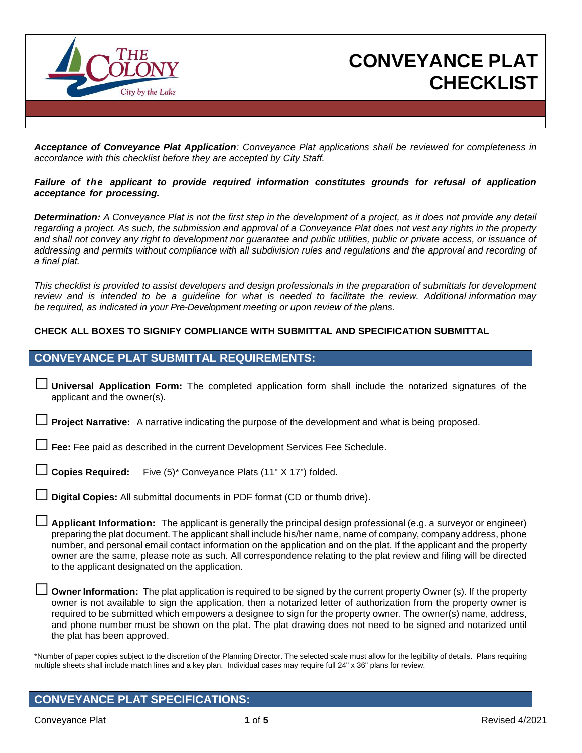# CONVEYANCE PLAT CHECKLIST

***Acceptance of Conveyance Plat Application**: Conveyance Plat applications shall be reviewed for completeness in accordance with this checklist before they are accepted by City Staff.*

***Failure of the applicant to provide required information constitutes grounds for refusal of application acceptance for processing.***

***Determination:** A Conveyance Plat is not the first step in the development of a project, as it does not provide any detail regarding a project. As such, the submission and approval of a Conveyance Plat does not vest any rights in the property and shall not convey any right to development nor guarantee and public utilities, public or private access, or issuance of addressing and permits without compliance with all subdivision rules and regulations and the approval and recording of a final plat.*

*This checklist is provided to assist developers and design professionals in the preparation of submittals for development review and is intended to be a guideline for what is needed to facilitate the review. Additional information may be required, as indicated in your Pre-Development meeting or upon review of the plans.*

**CHECK ALL BOXES TO SIGNIFY COMPLIANCE WITH SUBMITTAL AND SPECIFICATION SUBMITTAL**

## CONVEYANCE PLAT SUBMITTAL REQUIREMENTS:

☐ **Universal Application Form:** The completed application form shall include the notarized signatures of the applicant and the owner(s).

☐ **Project Narrative:** A narrative indicating the purpose of the development and what is being proposed.

☐ **Fee:** Fee paid as described in the current Development Services Fee Schedule.

☐ **Copies Required:** Five (5)* Conveyance Plats (11" X 17") folded.

☐ **Digital Copies:** All submittal documents in PDF format (CD or thumb drive).

☐ **Applicant Information:** The applicant is generally the principal design professional (e.g. a surveyor or engineer) preparing the plat document. The applicant shall include his/her name, name of company, company address, phone number, and personal email contact information on the application and on the plat. If the applicant and the property owner are the same, please note as such. All correspondence relating to the plat review and filing will be directed to the applicant designated on the application.

☐ **Owner Information:** The plat application is required to be signed by the current property Owner (s). If the property owner is not available to sign the application, then a notarized letter of authorization from the property owner is required to be submitted which empowers a designee to sign for the property owner. The owner(s) name, address, and phone number must be shown on the plat. The plat drawing does not need to be signed and notarized until the plat has been approved.

*Number of paper copies subject to the discretion of the Planning Director. The selected scale must allow for the legibility of details. Plans requiring multiple sheets shall include match lines and a key plan. Individual cases may require full 24" x 36" plans for review.

## CONVEYANCE PLAT SPECIFICATIONS: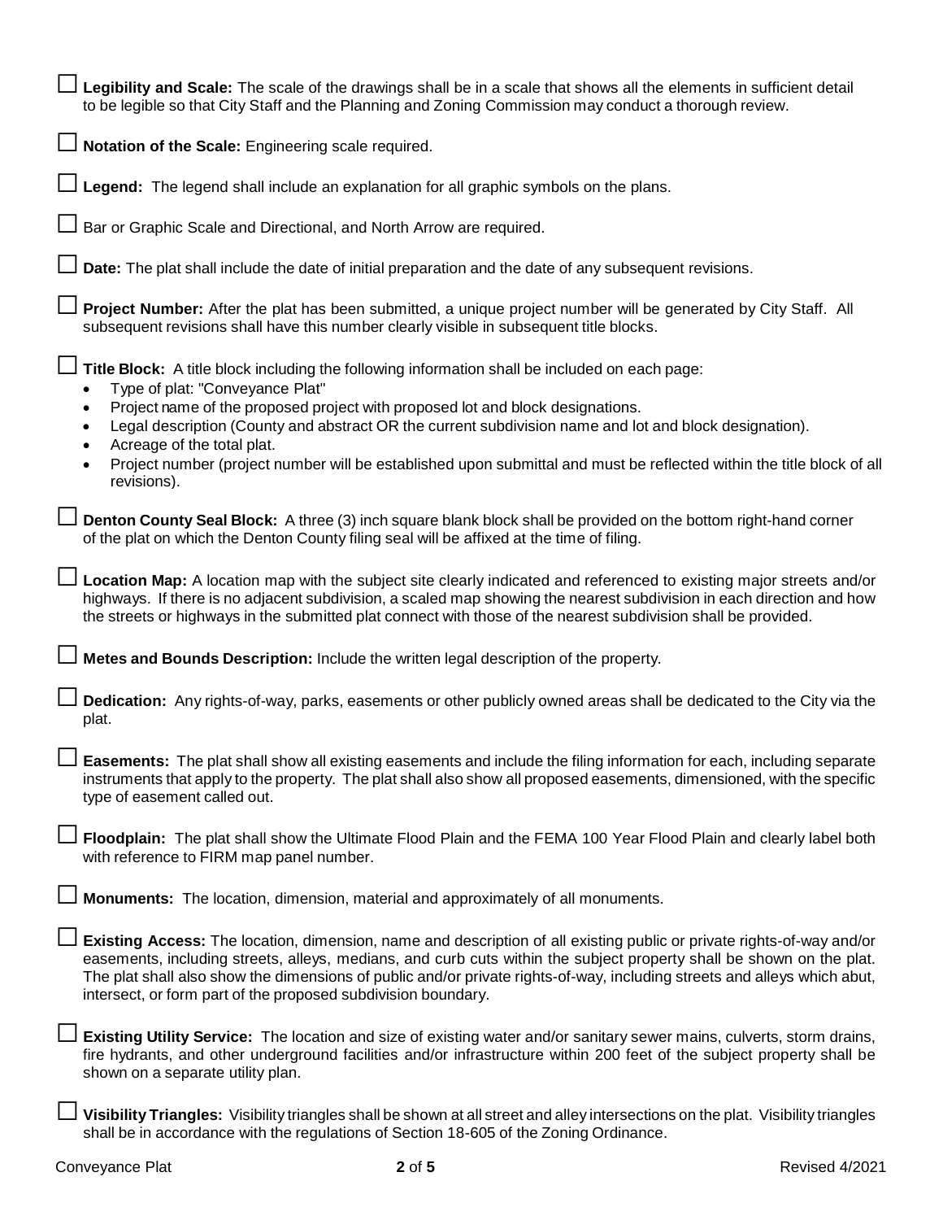☐ **Legibility and Scale:** The scale of the drawings shall be in a scale that shows all the elements in sufficient detail to be legible so that City Staff and the Planning and Zoning Commission may conduct a thorough review.

☐ **Notation of the Scale:** Engineering scale required.

☐ **Legend:** The legend shall include an explanation for all graphic symbols on the plans.

☐ Bar or Graphic Scale and Directional, and North Arrow are required.

☐ **Date:** The plat shall include the date of initial preparation and the date of any subsequent revisions.

☐ **Project Number:** After the plat has been submitted, a unique project number will be generated by City Staff. All subsequent revisions shall have this number clearly visible in subsequent title blocks.

☐ **Title Block:** A title block including the following information shall be included on each page:

- Type of plat: "Conveyance Plat"
- Project name of the proposed project with proposed lot and block designations.
- Legal description (County and abstract OR the current subdivision name and lot and block designation).
- Acreage of the total plat.
- Project number (project number will be established upon submittal and must be reflected within the title block of all revisions).

☐ **Denton County Seal Block:** A three (3) inch square blank block shall be provided on the bottom right-hand corner of the plat on which the Denton County filing seal will be affixed at the time of filing.

☐ **Location Map:** A location map with the subject site clearly indicated and referenced to existing major streets and/or highways. If there is no adjacent subdivision, a scaled map showing the nearest subdivision in each direction and how the streets or highways in the submitted plat connect with those of the nearest subdivision shall be provided.

☐ **Metes and Bounds Description:** Include the written legal description of the property.

☐ **Dedication:** Any rights-of-way, parks, easements or other publicly owned areas shall be dedicated to the City via the plat.

☐ **Easements:** The plat shall show all existing easements and include the filing information for each, including separate instruments that apply to the property. The plat shall also show all proposed easements, dimensioned, with the specific type of easement called out.

☐ **Floodplain:** The plat shall show the Ultimate Flood Plain and the FEMA 100 Year Flood Plain and clearly label both with reference to FIRM map panel number.

☐ **Monuments:** The location, dimension, material and approximately of all monuments.

☐ **Existing Access:** The location, dimension, name and description of all existing public or private rights-of-way and/or easements, including streets, alleys, medians, and curb cuts within the subject property shall be shown on the plat. The plat shall also show the dimensions of public and/or private rights-of-way, including streets and alleys which abut, intersect, or form part of the proposed subdivision boundary.

☐ **Existing Utility Service:** The location and size of existing water and/or sanitary sewer mains, culverts, storm drains, fire hydrants, and other underground facilities and/or infrastructure within 200 feet of the subject property shall be shown on a separate utility plan.

☐ **Visibility Triangles:** Visibility triangles shall be shown at all street and alley intersections on the plat. Visibility triangles shall be in accordance with the regulations of Section 18-605 of the Zoning Ordinance.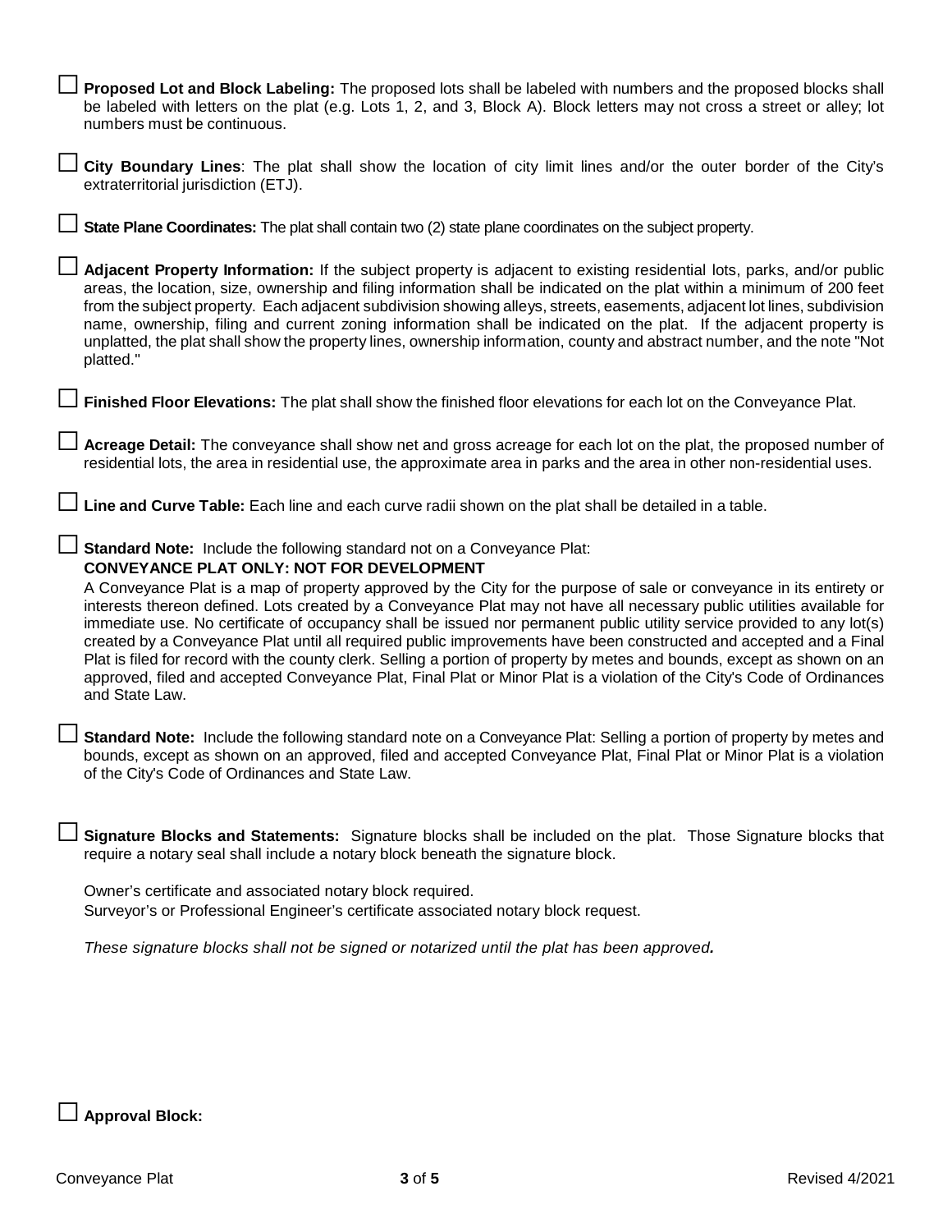☐ **Proposed Lot and Block Labeling:** The proposed lots shall be labeled with numbers and the proposed blocks shall be labeled with letters on the plat (e.g. Lots 1, 2, and 3, Block A). Block letters may not cross a street or alley; lot numbers must be continuous.

☐ **City Boundary Lines**: The plat shall show the location of city limit lines and/or the outer border of the City's extraterritorial jurisdiction (ETJ).

☐ **State Plane Coordinates:** The plat shall contain two (2) state plane coordinates on the subject property.

☐ **Adjacent Property Information:** If the subject property is adjacent to existing residential lots, parks, and/or public areas, the location, size, ownership and filing information shall be indicated on the plat within a minimum of 200 feet from the subject property. Each adjacent subdivision showing alleys, streets, easements, adjacent lot lines, subdivision name, ownership, filing and current zoning information shall be indicated on the plat. If the adjacent property is unplatted, the plat shall show the property lines, ownership information, county and abstract number, and the note "Not platted."

☐ **Finished Floor Elevations:** The plat shall show the finished floor elevations for each lot on the Conveyance Plat.

☐ **Acreage Detail:** The conveyance shall show net and gross acreage for each lot on the plat, the proposed number of residential lots, the area in residential use, the approximate area in parks and the area in other non-residential uses.

☐ **Line and Curve Table:** Each line and each curve radii shown on the plat shall be detailed in a table.

☐ **Standard Note:** Include the following standard not on a Conveyance Plat:
**CONVEYANCE PLAT ONLY: NOT FOR DEVELOPMENT**
A Conveyance Plat is a map of property approved by the City for the purpose of sale or conveyance in its entirety or interests thereon defined. Lots created by a Conveyance Plat may not have all necessary public utilities available for immediate use. No certificate of occupancy shall be issued nor permanent public utility service provided to any lot(s) created by a Conveyance Plat until all required public improvements have been constructed and accepted and a Final Plat is filed for record with the county clerk. Selling a portion of property by metes and bounds, except as shown on an approved, filed and accepted Conveyance Plat, Final Plat or Minor Plat is a violation of the City's Code of Ordinances and State Law.

☐ **Standard Note:** Include the following standard note on a Conveyance Plat: Selling a portion of property by metes and bounds, except as shown on an approved, filed and accepted Conveyance Plat, Final Plat or Minor Plat is a violation of the City's Code of Ordinances and State Law.

☐ **Signature Blocks and Statements:** Signature blocks shall be included on the plat. Those Signature blocks that require a notary seal shall include a notary block beneath the signature block.

Owner's certificate and associated notary block required.
Surveyor's or Professional Engineer's certificate associated notary block request.

*These signature blocks shall not be signed or notarized until the plat has been approved.*

☐ **Approval Block:**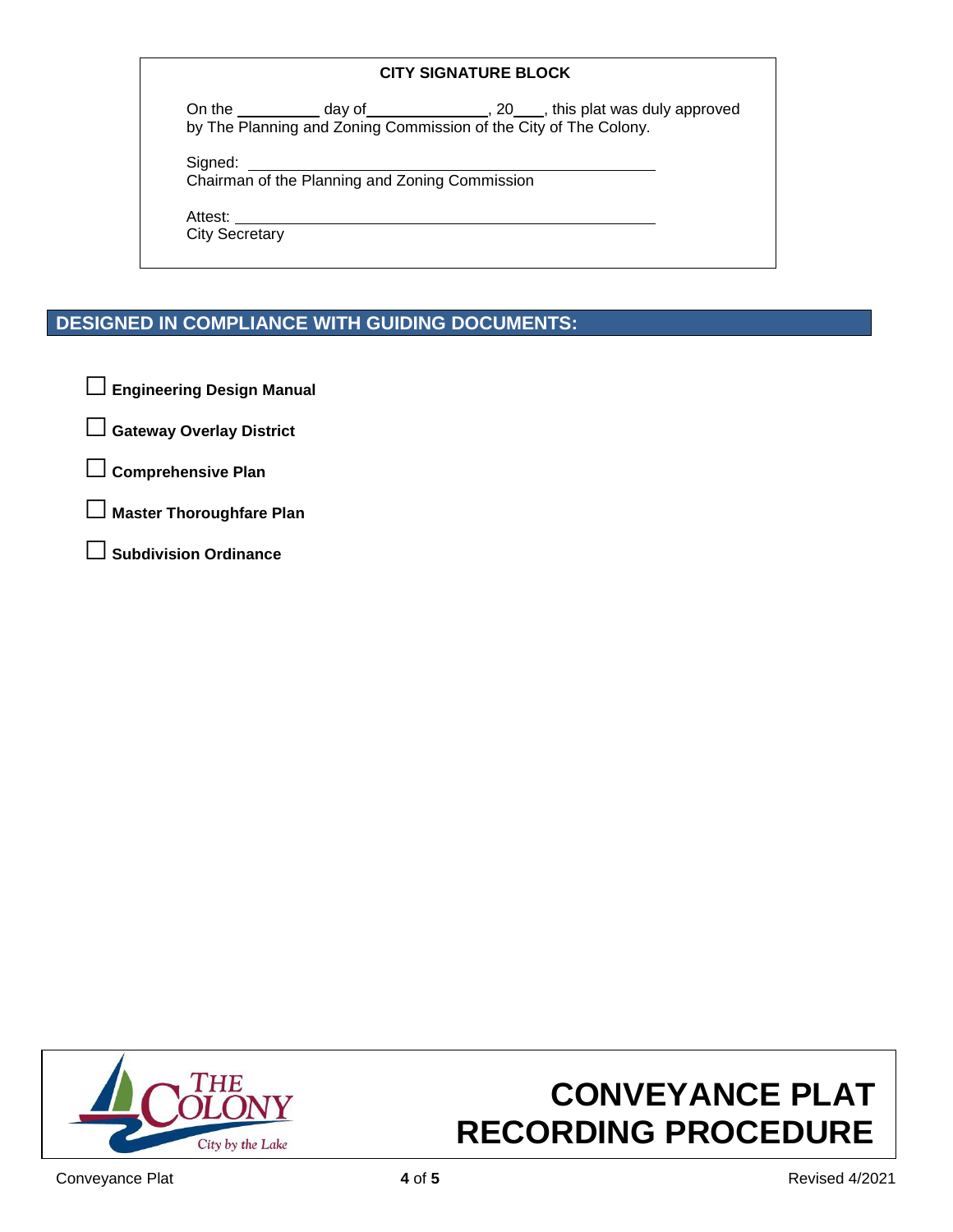**CITY SIGNATURE BLOCK**

On the __________ day of______________, 20___, this plat was duly approved by The Planning and Zoning Commission of the City of The Colony.

Signed: ______________________________________________
Chairman of the Planning and Zoning Commission

Attest: ______________________________________________
City Secretary

## DESIGNED IN COMPLIANCE WITH GUIDING DOCUMENTS:

- ☐ **Engineering Design Manual**
- ☐ **Gateway Overlay District**
- ☐ **Comprehensive Plan**
- ☐ **Master Thoroughfare Plan**
- ☐ **Subdivision Ordinance**

# CONVEYANCE PLAT RECORDING PROCEDURE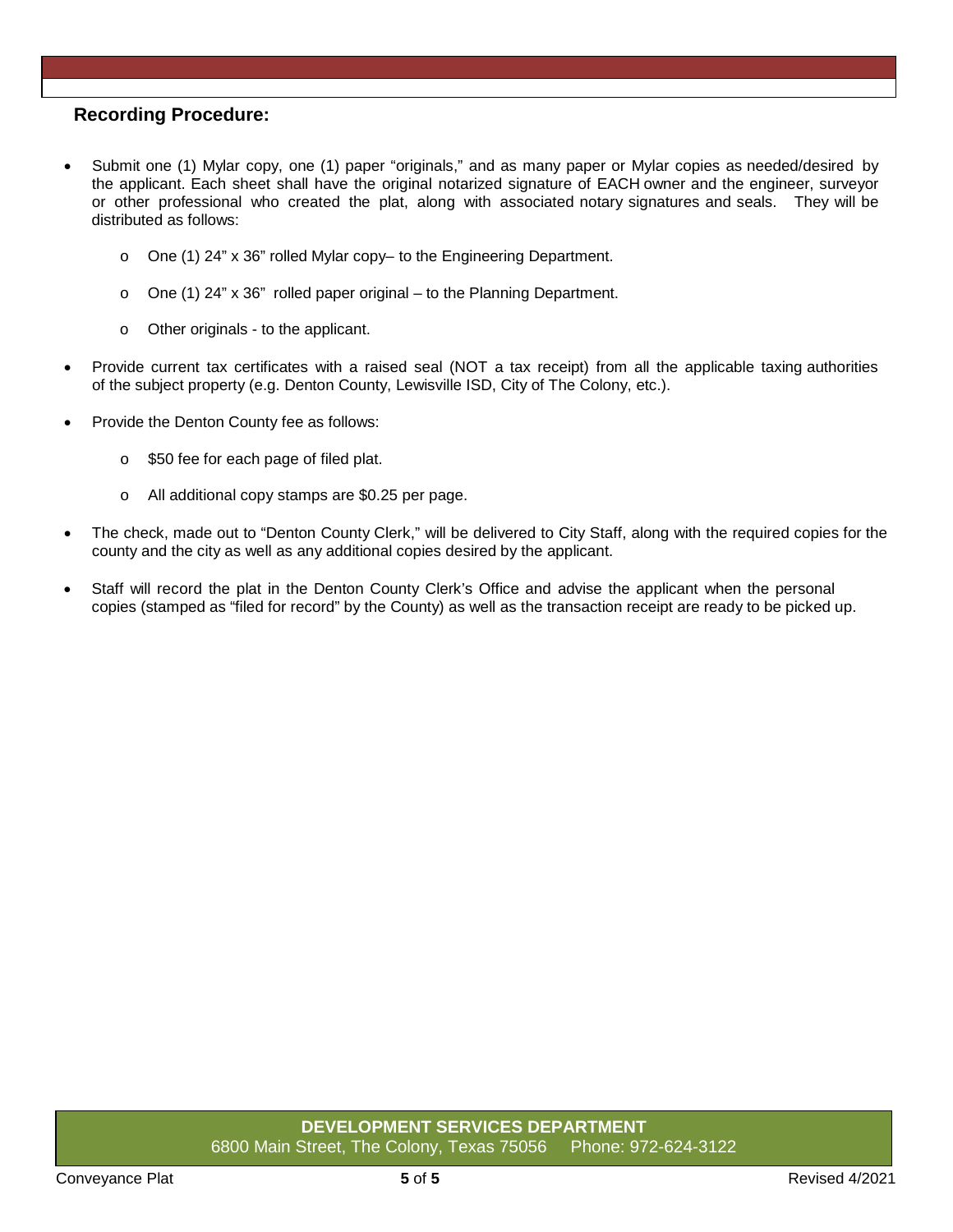## Recording Procedure:

- Submit one (1) Mylar copy, one (1) paper "originals," and as many paper or Mylar copies as needed/desired by the applicant. Each sheet shall have the original notarized signature of EACH owner and the engineer, surveyor or other professional who created the plat, along with associated notary signatures and seals. They will be distributed as follows:
  - One (1) 24" x 36" rolled Mylar copy– to the Engineering Department.
  - One (1) 24" x 36" rolled paper original – to the Planning Department.
  - Other originals - to the applicant.
- Provide current tax certificates with a raised seal (NOT a tax receipt) from all the applicable taxing authorities of the subject property (e.g. Denton County, Lewisville ISD, City of The Colony, etc.).
- Provide the Denton County fee as follows:
  - $50 fee for each page of filed plat.
  - All additional copy stamps are $0.25 per page.
- The check, made out to "Denton County Clerk," will be delivered to City Staff, along with the required copies for the county and the city as well as any additional copies desired by the applicant.
- Staff will record the plat in the Denton County Clerk's Office and advise the applicant when the personal copies (stamped as "filed for record" by the County) as well as the transaction receipt are ready to be picked up.

**DEVELOPMENT SERVICES DEPARTMENT**
6800 Main Street, The Colony, Texas 75056 Phone: 972-624-3122